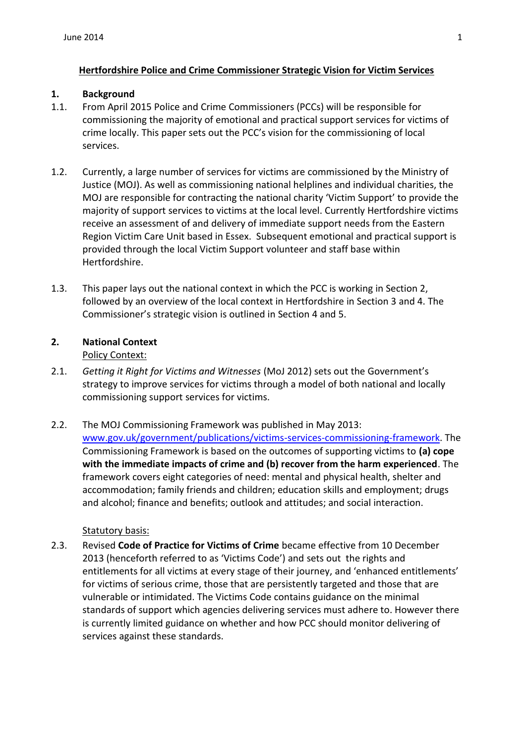# Hertfordshire Police and Crime Commissioner Strategic Vision for Victim Services

## 1. Background

1.1. From April 2015 Police and Crime Commissioners (PCCs) will be responsible for commissioning the majority of emotional and practical support services for victims of crime locally. This paper sets out the PCC's vision for the commissioning of local services.

1.2. Currently, a large number of services for victims are commissioned by the Ministry of Justice (MOJ). As well as commissioning national helplines and individual charities, the MOJ are responsible for contracting the national charity 'Victim Support' to provide the majority of support services to victims at the local level. Currently Hertfordshire victims receive an assessment of and delivery of immediate support needs from the Eastern Region Victim Care Unit based in Essex. Subsequent emotional and practical support is provided through the local Victim Support volunteer and staff base within Hertfordshire.

1.3. This paper lays out the national context in which the PCC is working in Section 2, followed by an overview of the local context in Hertfordshire in Section 3 and 4. The Commissioner's strategic vision is outlined in Section 4 and 5.

## 2. National Context

Policy Context:

2.1. *Getting it Right for Victims and Witnesses* (MoJ 2012) sets out the Government's strategy to improve services for victims through a model of both national and locally commissioning support services for victims.

2.2. The MOJ Commissioning Framework was published in May 2013: [www.gov.uk/government/publications/victims-services-commissioning-framework](www.gov.uk/government/publications/victims-services-commissioning-framework). The Commissioning Framework is based on the outcomes of supporting victims to **(a) cope with the immediate impacts of crime and (b) recover from the harm experienced**. The framework covers eight categories of need: mental and physical health, shelter and accommodation; family friends and children; education skills and employment; drugs and alcohol; finance and benefits; outlook and attitudes; and social interaction.

Statutory basis:

2.3. Revised **Code of Practice for Victims of Crime** became effective from 10 December 2013 (henceforth referred to as 'Victims Code') and sets out the rights and entitlements for all victims at every stage of their journey, and 'enhanced entitlements' for victims of serious crime, those that are persistently targeted and those that are vulnerable or intimidated. The Victims Code contains guidance on the minimal standards of support which agencies delivering services must adhere to. However there is currently limited guidance on whether and how PCC should monitor delivering of services against these standards.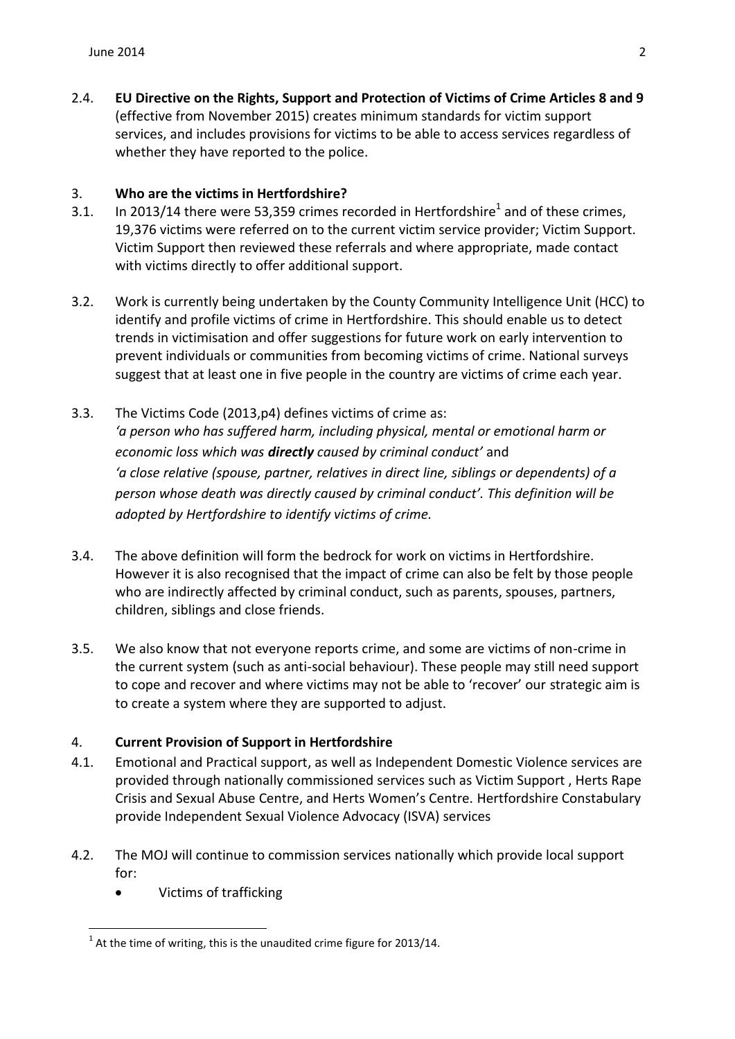2.4. **EU Directive on the Rights, Support and Protection of Victims of Crime Articles 8 and 9** (effective from November 2015) creates minimum standards for victim support services, and includes provisions for victims to be able to access services regardless of whether they have reported to the police.

## 3. Who are the victims in Hertfordshire?

3.1. In 2013/14 there were 53,359 crimes recorded in Hertfordshire[1] and of these crimes, 19,376 victims were referred on to the current victim service provider; Victim Support. Victim Support then reviewed these referrals and where appropriate, made contact with victims directly to offer additional support.

3.2. Work is currently being undertaken by the County Community Intelligence Unit (HCC) to identify and profile victims of crime in Hertfordshire. This should enable us to detect trends in victimisation and offer suggestions for future work on early intervention to prevent individuals or communities from becoming victims of crime. National surveys suggest that at least one in five people in the country are victims of crime each year.

3.3. The Victims Code (2013,p4) defines victims of crime as:
*'a person who has suffered harm, including physical, mental or emotional harm or economic loss which was **directly** caused by criminal conduct'* and
*'a close relative (spouse, partner, relatives in direct line, siblings or dependents) of a person whose death was directly caused by criminal conduct'. This definition will be adopted by Hertfordshire to identify victims of crime.*

3.4. The above definition will form the bedrock for work on victims in Hertfordshire. However it is also recognised that the impact of crime can also be felt by those people who are indirectly affected by criminal conduct, such as parents, spouses, partners, children, siblings and close friends.

3.5. We also know that not everyone reports crime, and some are victims of non-crime in the current system (such as anti-social behaviour). These people may still need support to cope and recover and where victims may not be able to 'recover' our strategic aim is to create a system where they are supported to adjust.

## 4. Current Provision of Support in Hertfordshire

4.1. Emotional and Practical support, as well as Independent Domestic Violence services are provided through nationally commissioned services such as Victim Support , Herts Rape Crisis and Sexual Abuse Centre, and Herts Women's Centre. Hertfordshire Constabulary provide Independent Sexual Violence Advocacy (ISVA) services

4.2. The MOJ will continue to commission services nationally which provide local support for:

- Victims of trafficking

[1] At the time of writing, this is the unaudited crime figure for 2013/14.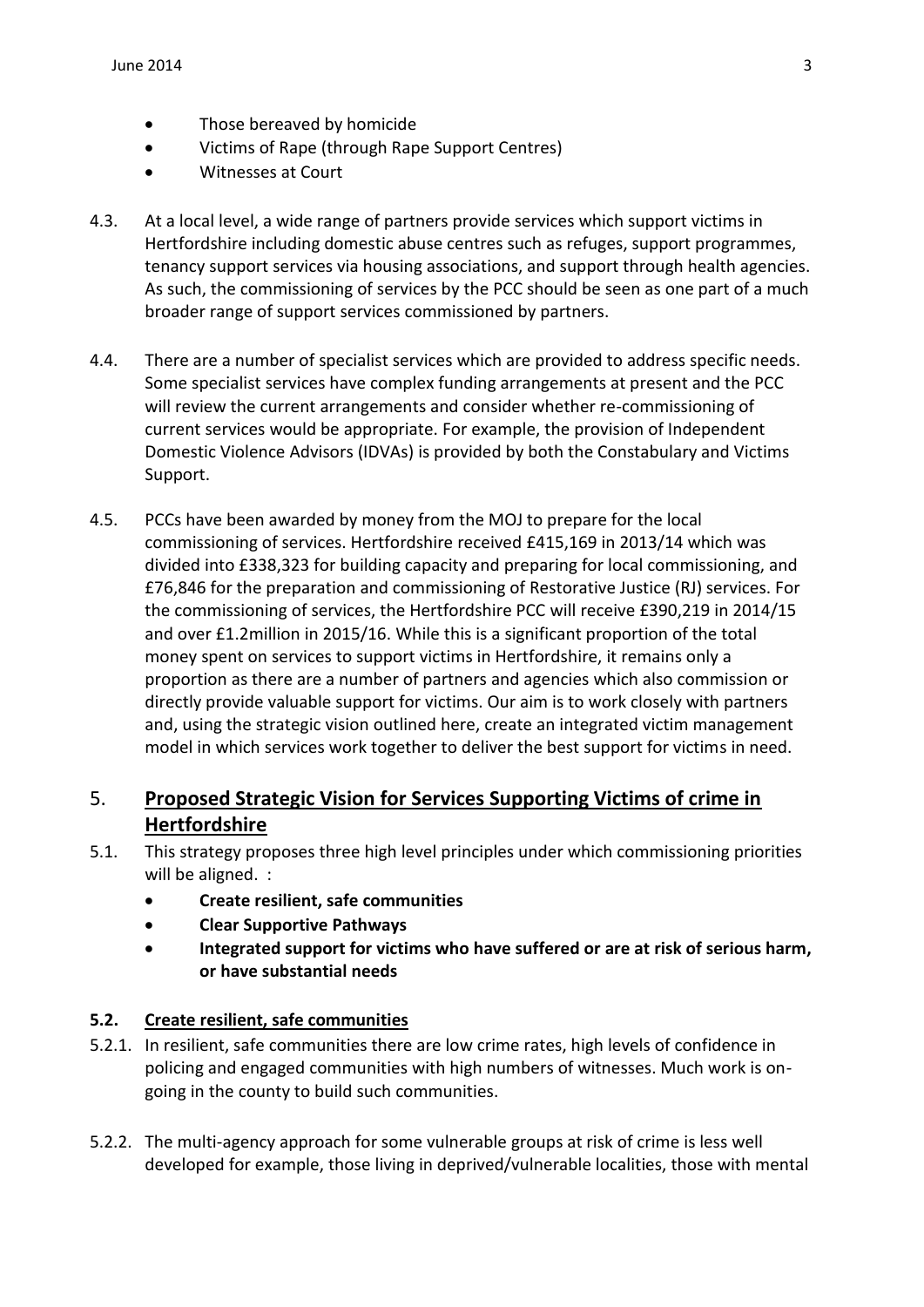- Those bereaved by homicide
- Victims of Rape (through Rape Support Centres)
- Witnesses at Court

4.3. At a local level, a wide range of partners provide services which support victims in Hertfordshire including domestic abuse centres such as refuges, support programmes, tenancy support services via housing associations, and support through health agencies. As such, the commissioning of services by the PCC should be seen as one part of a much broader range of support services commissioned by partners.

4.4. There are a number of specialist services which are provided to address specific needs. Some specialist services have complex funding arrangements at present and the PCC will review the current arrangements and consider whether re-commissioning of current services would be appropriate. For example, the provision of Independent Domestic Violence Advisors (IDVAs) is provided by both the Constabulary and Victims Support.

4.5. PCCs have been awarded by money from the MOJ to prepare for the local commissioning of services. Hertfordshire received £415,169 in 2013/14 which was divided into £338,323 for building capacity and preparing for local commissioning, and £76,846 for the preparation and commissioning of Restorative Justice (RJ) services. For the commissioning of services, the Hertfordshire PCC will receive £390,219 in 2014/15 and over £1.2million in 2015/16. While this is a significant proportion of the total money spent on services to support victims in Hertfordshire, it remains only a proportion as there are a number of partners and agencies which also commission or directly provide valuable support for victims. Our aim is to work closely with partners and, using the strategic vision outlined here, create an integrated victim management model in which services work together to deliver the best support for victims in need.

## 5. Proposed Strategic Vision for Services Supporting Victims of crime in Hertfordshire

5.1. This strategy proposes three high level principles under which commissioning priorities will be aligned. :

- **Create resilient, safe communities**
- **Clear Supportive Pathways**
- **Integrated support for victims who have suffered or are at risk of serious harm, or have substantial needs**

### 5.2. Create resilient, safe communities

5.2.1. In resilient, safe communities there are low crime rates, high levels of confidence in policing and engaged communities with high numbers of witnesses. Much work is on-going in the county to build such communities.

5.2.2. The multi-agency approach for some vulnerable groups at risk of crime is less well developed for example, those living in deprived/vulnerable localities, those with mental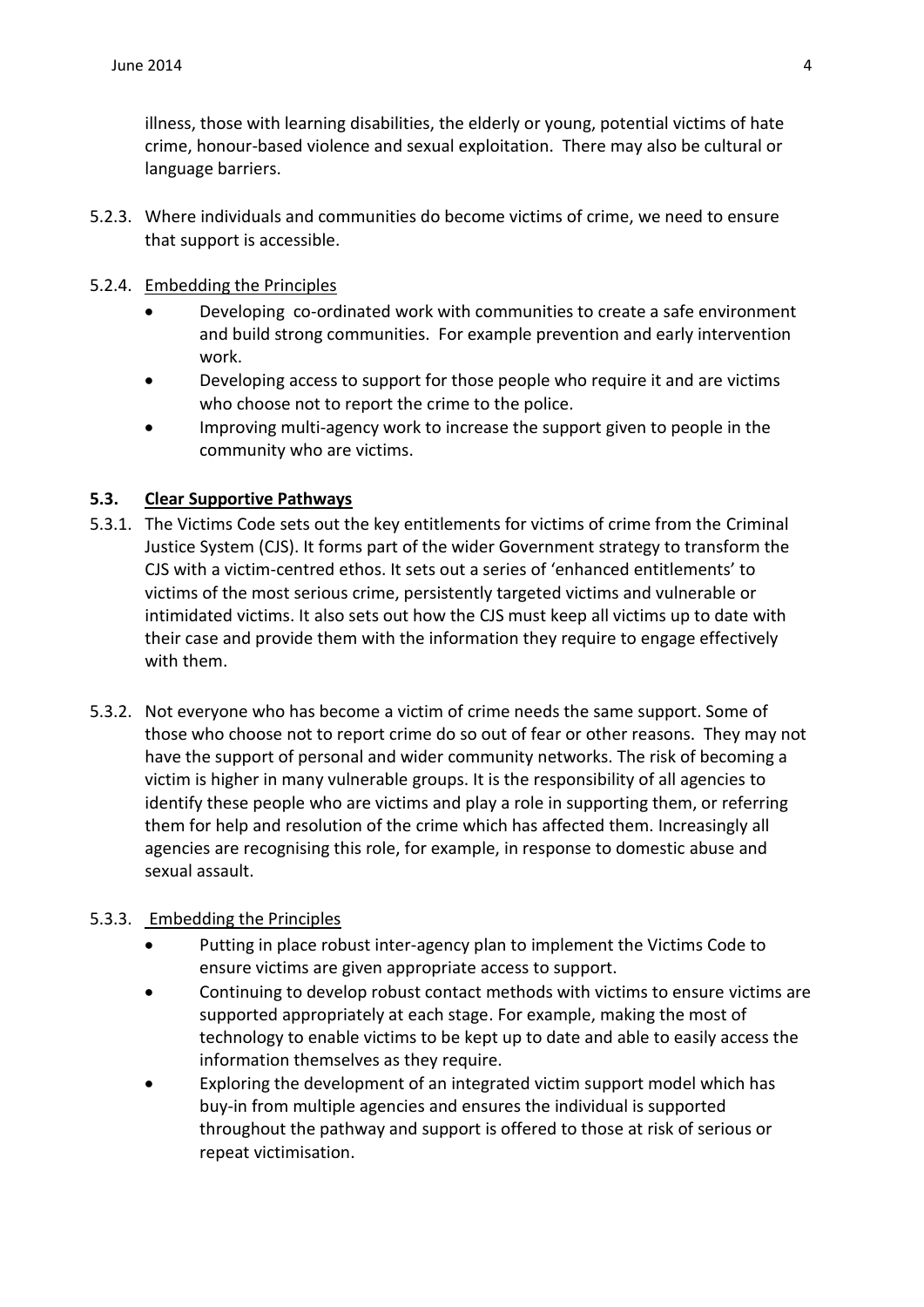illness, those with learning disabilities, the elderly or young, potential victims of hate crime, honour-based violence and sexual exploitation. There may also be cultural or language barriers.

5.2.3. Where individuals and communities do become victims of crime, we need to ensure that support is accessible.

5.2.4. Embedding the Principles

- Developing co-ordinated work with communities to create a safe environment and build strong communities. For example prevention and early intervention work.
- Developing access to support for those people who require it and are victims who choose not to report the crime to the police.
- Improving multi-agency work to increase the support given to people in the community who are victims.

### 5.3. Clear Supportive Pathways

5.3.1. The Victims Code sets out the key entitlements for victims of crime from the Criminal Justice System (CJS). It forms part of the wider Government strategy to transform the CJS with a victim-centred ethos. It sets out a series of 'enhanced entitlements' to victims of the most serious crime, persistently targeted victims and vulnerable or intimidated victims. It also sets out how the CJS must keep all victims up to date with their case and provide them with the information they require to engage effectively with them.

5.3.2. Not everyone who has become a victim of crime needs the same support. Some of those who choose not to report crime do so out of fear or other reasons. They may not have the support of personal and wider community networks. The risk of becoming a victim is higher in many vulnerable groups. It is the responsibility of all agencies to identify these people who are victims and play a role in supporting them, or referring them for help and resolution of the crime which has affected them. Increasingly all agencies are recognising this role, for example, in response to domestic abuse and sexual assault.

5.3.3. Embedding the Principles

- Putting in place robust inter-agency plan to implement the Victims Code to ensure victims are given appropriate access to support.
- Continuing to develop robust contact methods with victims to ensure victims are supported appropriately at each stage. For example, making the most of technology to enable victims to be kept up to date and able to easily access the information themselves as they require.
- Exploring the development of an integrated victim support model which has buy-in from multiple agencies and ensures the individual is supported throughout the pathway and support is offered to those at risk of serious or repeat victimisation.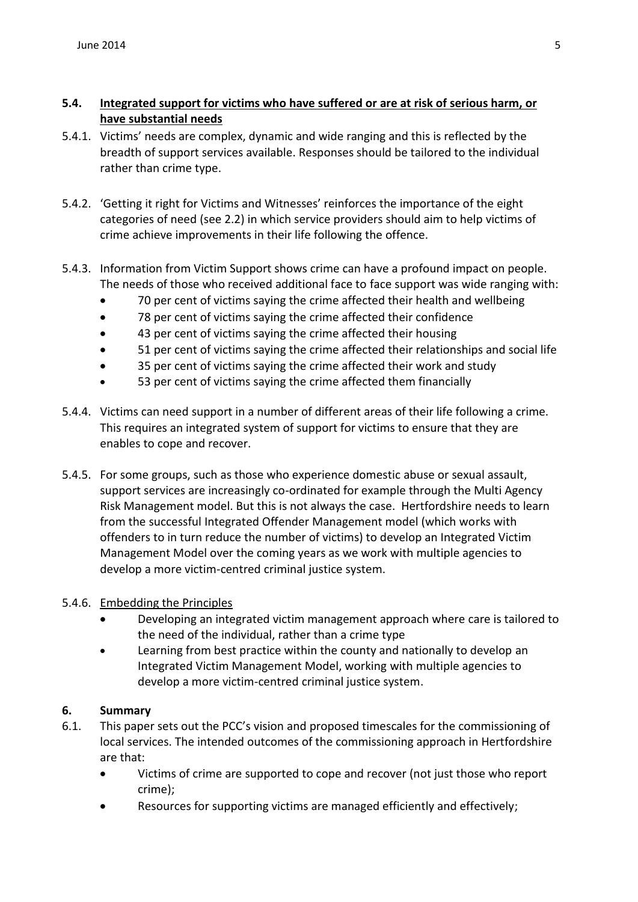## 5.4. Integrated support for victims who have suffered or are at risk of serious harm, or have substantial needs

5.4.1. Victims' needs are complex, dynamic and wide ranging and this is reflected by the breadth of support services available. Responses should be tailored to the individual rather than crime type.

5.4.2. 'Getting it right for Victims and Witnesses' reinforces the importance of the eight categories of need (see 2.2) in which service providers should aim to help victims of crime achieve improvements in their life following the offence.

5.4.3. Information from Victim Support shows crime can have a profound impact on people. The needs of those who received additional face to face support was wide ranging with:

- 70 per cent of victims saying the crime affected their health and wellbeing
- 78 per cent of victims saying the crime affected their confidence
- 43 per cent of victims saying the crime affected their housing
- 51 per cent of victims saying the crime affected their relationships and social life
- 35 per cent of victims saying the crime affected their work and study
- 53 per cent of victims saying the crime affected them financially

5.4.4. Victims can need support in a number of different areas of their life following a crime. This requires an integrated system of support for victims to ensure that they are enables to cope and recover.

5.4.5. For some groups, such as those who experience domestic abuse or sexual assault, support services are increasingly co-ordinated for example through the Multi Agency Risk Management model. But this is not always the case. Hertfordshire needs to learn from the successful Integrated Offender Management model (which works with offenders to in turn reduce the number of victims) to develop an Integrated Victim Management Model over the coming years as we work with multiple agencies to develop a more victim-centred criminal justice system.

5.4.6. Embedding the Principles

- Developing an integrated victim management approach where care is tailored to the need of the individual, rather than a crime type
- Learning from best practice within the county and nationally to develop an Integrated Victim Management Model, working with multiple agencies to develop a more victim-centred criminal justice system.

## 6. Summary

6.1. This paper sets out the PCC's vision and proposed timescales for the commissioning of local services. The intended outcomes of the commissioning approach in Hertfordshire are that:

- Victims of crime are supported to cope and recover (not just those who report crime);
- Resources for supporting victims are managed efficiently and effectively;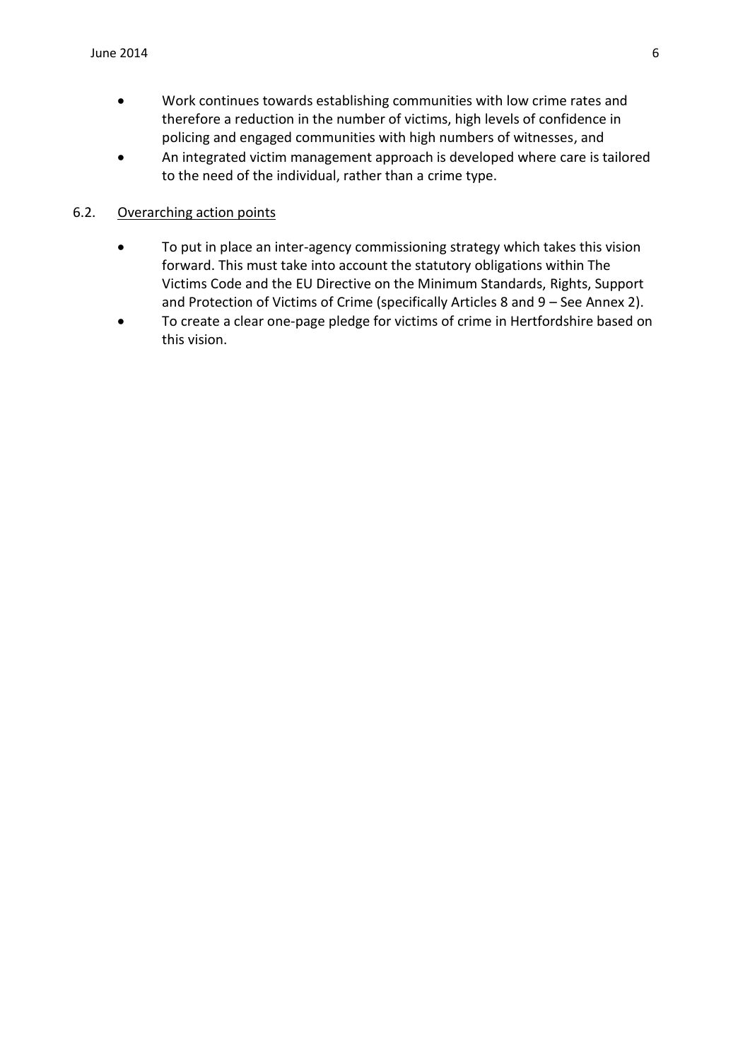- Work continues towards establishing communities with low crime rates and therefore a reduction in the number of victims, high levels of confidence in policing and engaged communities with high numbers of witnesses, and
- An integrated victim management approach is developed where care is tailored to the need of the individual, rather than a crime type.

### 6.2. Overarching action points

- To put in place an inter-agency commissioning strategy which takes this vision forward. This must take into account the statutory obligations within The Victims Code and the EU Directive on the Minimum Standards, Rights, Support and Protection of Victims of Crime (specifically Articles 8 and 9 – See Annex 2).
- To create a clear one-page pledge for victims of crime in Hertfordshire based on this vision.